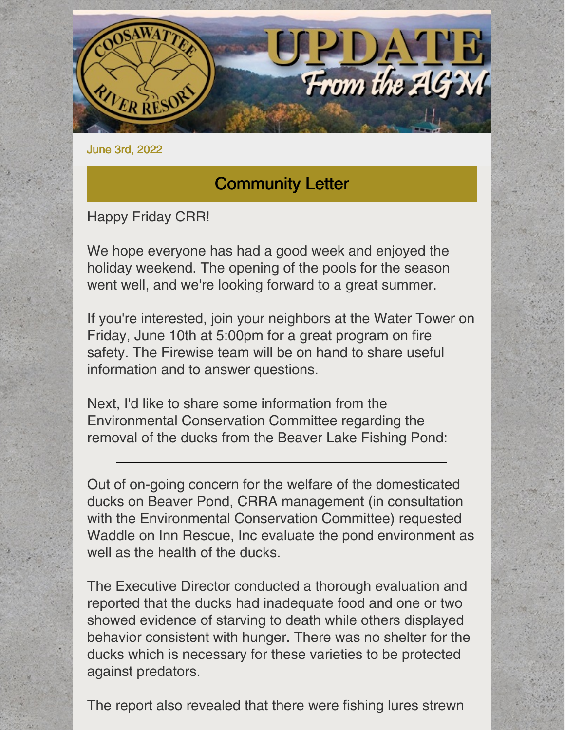# UPDATE From the AGM

June 3rd, 2022

## Community Letter

Happy Friday CRR!

We hope everyone has had a good week and enjoyed the holiday weekend. The opening of the pools for the season went well, and we're looking forward to a great summer.

If you're interested, join your neighbors at the Water Tower on Friday, June 10th at 5:00pm for a great program on fire safety. The Firewise team will be on hand to share useful information and to answer questions.

Next, I'd like to share some information from the Environmental Conservation Committee regarding the removal of the ducks from the Beaver Lake Fishing Pond:

---

Out of on-going concern for the welfare of the domesticated ducks on Beaver Pond, CRRA management (in consultation with the Environmental Conservation Committee) requested Waddle on Inn Rescue, Inc evaluate the pond environment as well as the health of the ducks.

The Executive Director conducted a thorough evaluation and reported that the ducks had inadequate food and one or two showed evidence of starving to death while others displayed behavior consistent with hunger. There was no shelter for the ducks which is necessary for these varieties to be protected against predators.

The report also revealed that there were fishing lures strewn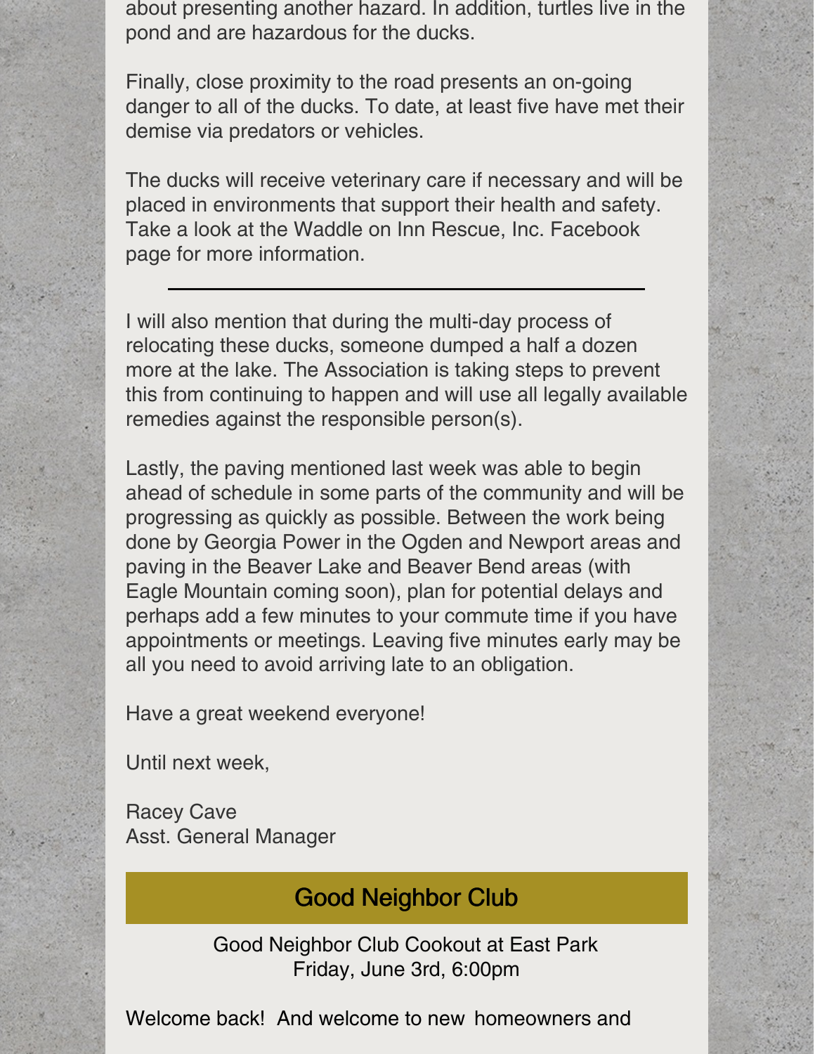about presenting another hazard. In addition, turtles live in the pond and are hazardous for the ducks.

Finally, close proximity to the road presents an on-going danger to all of the ducks. To date, at least five have met their demise via predators or vehicles.

The ducks will receive veterinary care if necessary and will be placed in environments that support their health and safety. Take a look at the Waddle on Inn Rescue, Inc. Facebook page for more information.

---

I will also mention that during the multi-day process of relocating these ducks, someone dumped a half a dozen more at the lake. The Association is taking steps to prevent this from continuing to happen and will use all legally available remedies against the responsible person(s).

Lastly, the paving mentioned last week was able to begin ahead of schedule in some parts of the community and will be progressing as quickly as possible. Between the work being done by Georgia Power in the Ogden and Newport areas and paving in the Beaver Lake and Beaver Bend areas (with Eagle Mountain coming soon), plan for potential delays and perhaps add a few minutes to your commute time if you have appointments or meetings. Leaving five minutes early may be all you need to avoid arriving late to an obligation.

Have a great weekend everyone!

Until next week,

Racey Cave
Asst. General Manager

## Good Neighbor Club

Good Neighbor Club Cookout at East Park
Friday, June 3rd, 6:00pm

Welcome back! And welcome to new homeowners and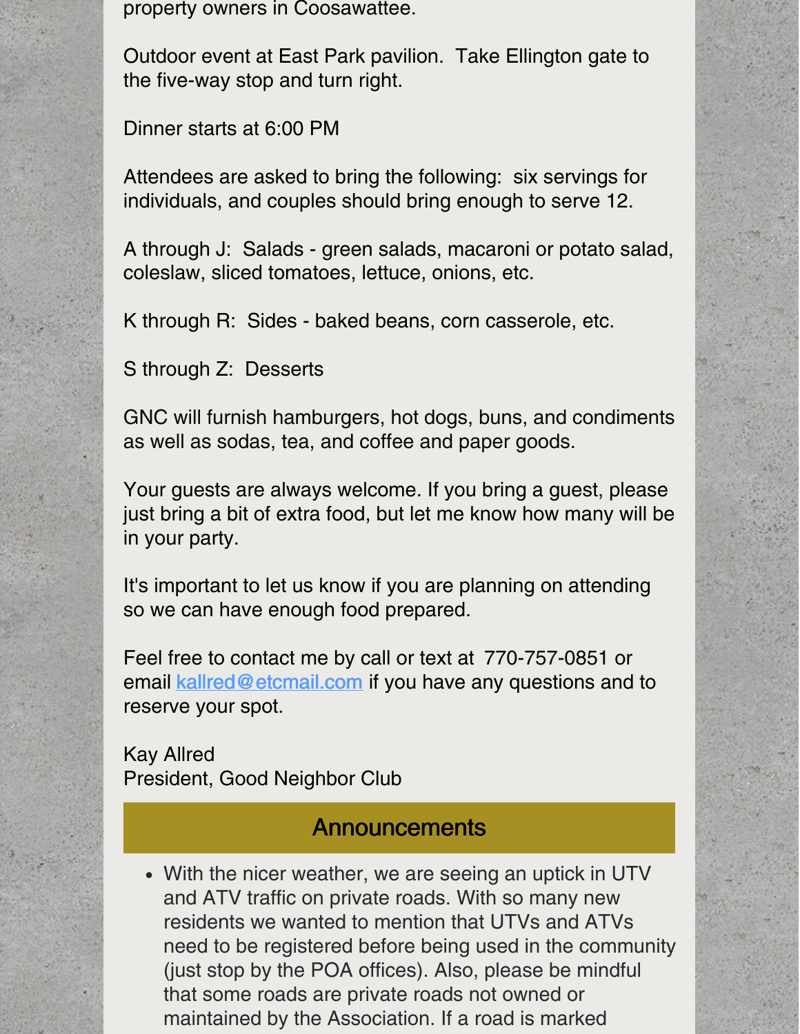property owners in Coosawattee.

Outdoor event at East Park pavilion. Take Ellington gate to the five-way stop and turn right.

Dinner starts at 6:00 PM

Attendees are asked to bring the following: six servings for individuals, and couples should bring enough to serve 12.

A through J: Salads - green salads, macaroni or potato salad, coleslaw, sliced tomatoes, lettuce, onions, etc.

K through R: Sides - baked beans, corn casserole, etc.

S through Z: Desserts

GNC will furnish hamburgers, hot dogs, buns, and condiments as well as sodas, tea, and coffee and paper goods.

Your guests are always welcome. If you bring a guest, please just bring a bit of extra food, but let me know how many will be in your party.

It's important to let us know if you are planning on attending so we can have enough food prepared.

Feel free to contact me by call or text at 770-757-0851 or email [kallred@etcmail.com](mailto:kallred@etcmail.com) if you have any questions and to reserve your spot.

Kay Allred
President, Good Neighbor Club

## Announcements

- With the nicer weather, we are seeing an uptick in UTV and ATV traffic on private roads. With so many new residents we wanted to mention that UTVs and ATVs need to be registered before being used in the community (just stop by the POA offices). Also, please be mindful that some roads are private roads not owned or maintained by the Association. If a road is marked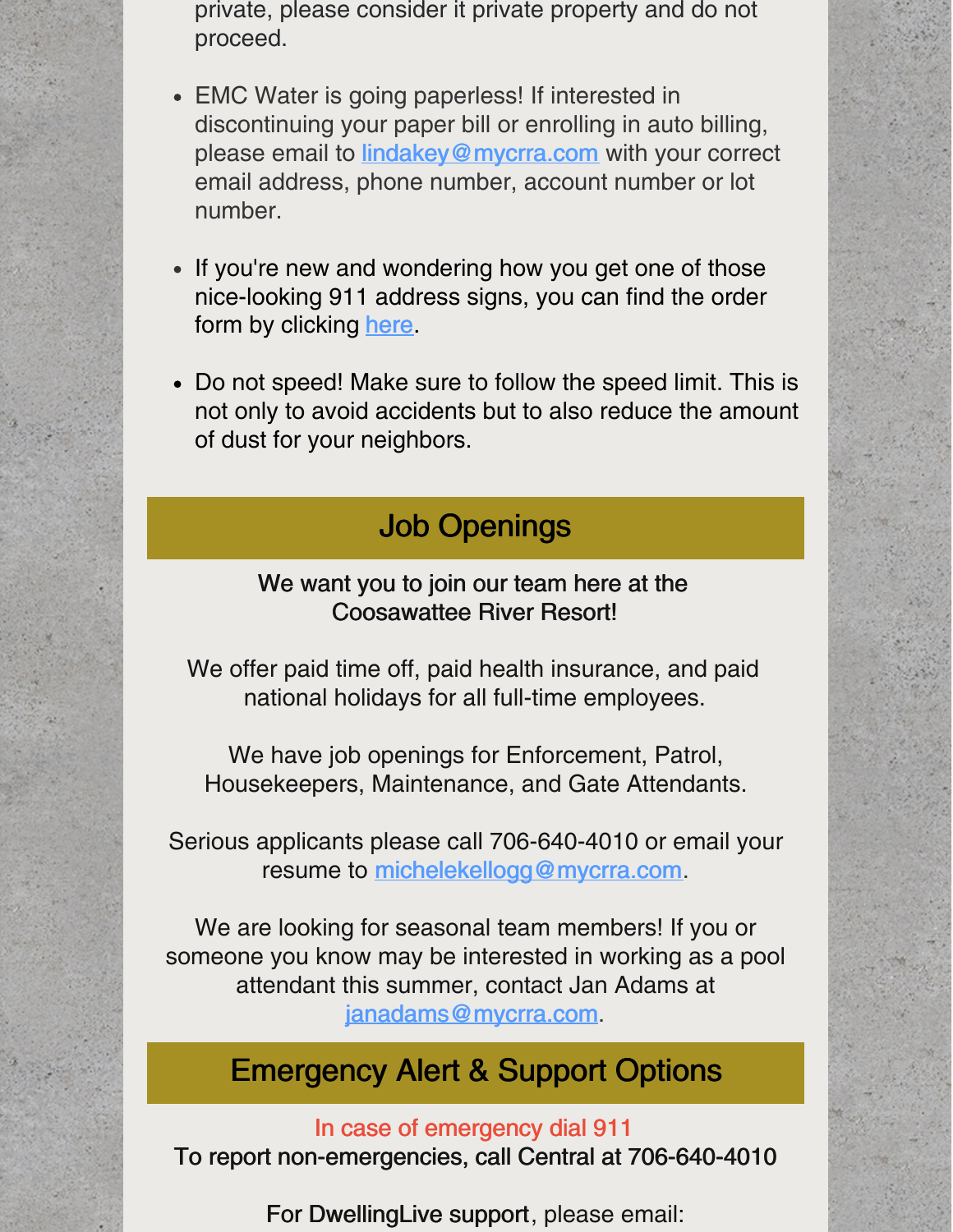private, please consider it private property and do not proceed.

- EMC Water is going paperless! If interested in discontinuing your paper bill or enrolling in auto billing, please email to lindakey@mycrra.com with your correct email address, phone number, account number or lot number.

- If you're new and wondering how you get one of those nice-looking 911 address signs, you can find the order form by clicking here.

- Do not speed! Make sure to follow the speed limit. This is not only to avoid accidents but to also reduce the amount of dust for your neighbors.

## Job Openings

We want you to join our team here at the Coosawattee River Resort!

We offer paid time off, paid health insurance, and paid national holidays for all full-time employees.

We have job openings for Enforcement, Patrol, Housekeepers, Maintenance, and Gate Attendants.

Serious applicants please call 706-640-4010 or email your resume to michelekellogg@mycrra.com.

We are looking for seasonal team members! If you or someone you know may be interested in working as a pool attendant this summer, contact Jan Adams at janadams@mycrra.com.

## Emergency Alert & Support Options

In case of emergency dial 911

To report non-emergencies, call Central at 706-640-4010

For DwellingLive support, please email: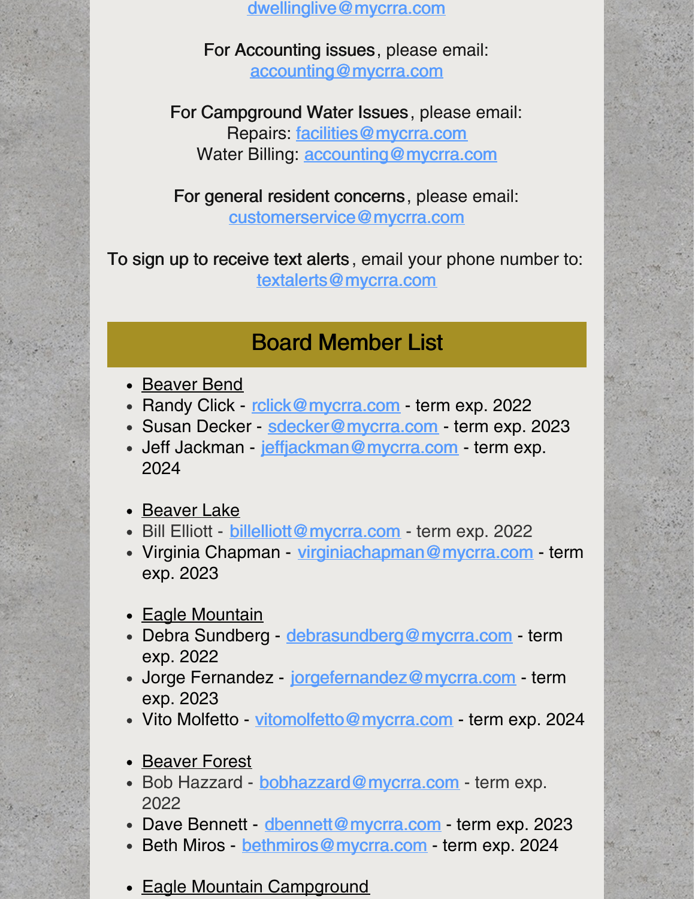dwellinglive@mycrra.com

**For Accounting issues**, please email:
accounting@mycrra.com

**For Campground Water Issues**, please email:
Repairs: facilities@mycrra.com
Water Billing: accounting@mycrra.com

**For general resident concerns**, please email:
customerservice@mycrra.com

**To sign up to receive text alerts**, email your phone number to:
textalerts@mycrra.com

## Board Member List

- Beaver Bend
- Randy Click - rclick@mycrra.com - term exp. 2022
- Susan Decker - sdecker@mycrra.com - term exp. 2023
- Jeff Jackman - jeffjackman@mycrra.com - term exp. 2024

- Beaver Lake
- Bill Elliott - billelliott@mycrra.com - term exp. 2022
- Virginia Chapman - virginiachapman@mycrra.com - term exp. 2023

- Eagle Mountain
- Debra Sundberg - debrasundberg@mycrra.com - term exp. 2022
- Jorge Fernandez - jorgefernandez@mycrra.com - term exp. 2023
- Vito Molfetto - vitomolfetto@mycrra.com - term exp. 2024

- Beaver Forest
- Bob Hazzard - bobhazzard@mycrra.com - term exp. 2022
- Dave Bennett - dbennett@mycrra.com - term exp. 2023
- Beth Miros - bethmiros@mycrra.com - term exp. 2024

- Eagle Mountain Campground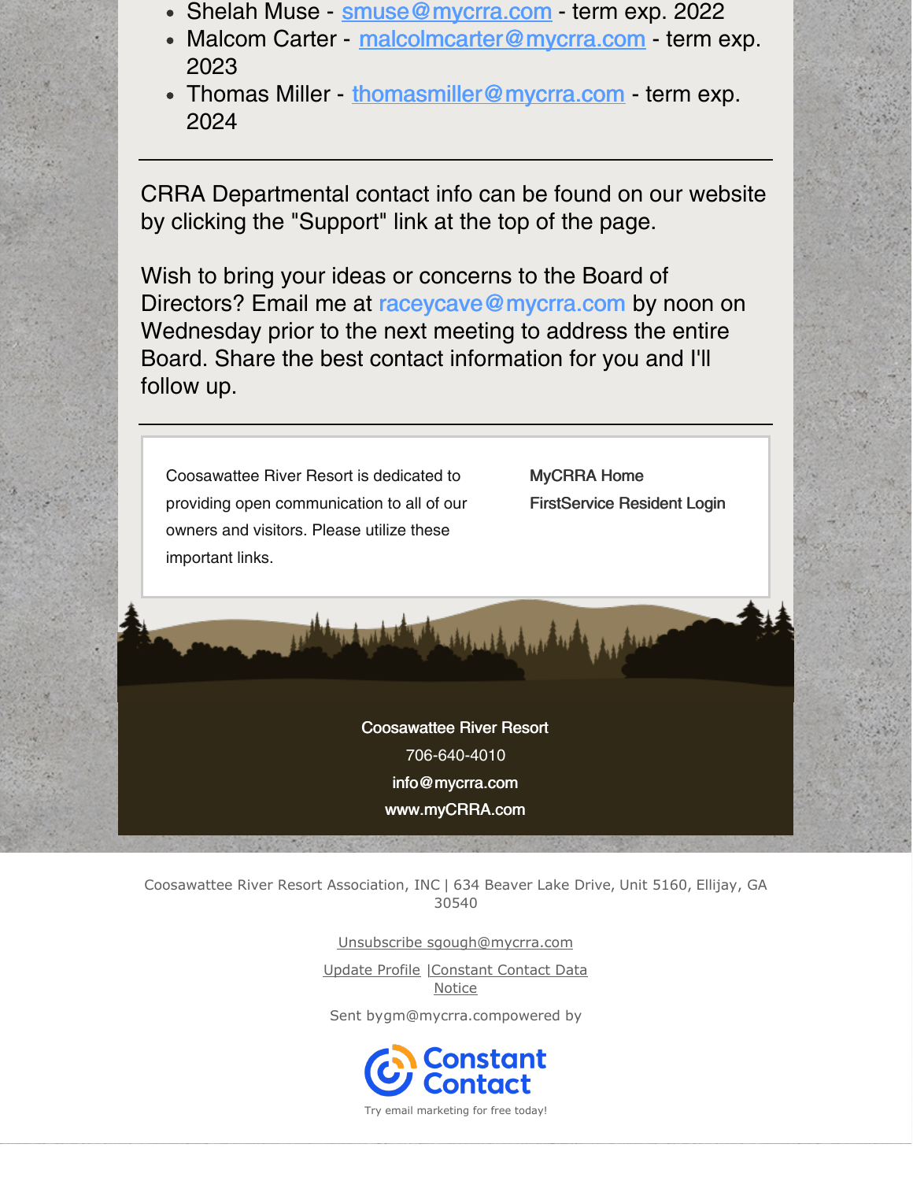- Shelah Muse - smuse@mycrra.com - term exp. 2022
- Malcom Carter - malcolmcarter@mycrra.com - term exp. 2023
- Thomas Miller - thomasmiller@mycrra.com - term exp. 2024

---

CRRA Departmental contact info can be found on our website by clicking the "Support" link at the top of the page.

Wish to bring your ideas or concerns to the Board of Directors? Email me at raceycave@mycrra.com by noon on Wednesday prior to the next meeting to address the entire Board. Share the best contact information for you and I'll follow up.

---

Coosawattee River Resort is dedicated to providing open communication to all of our owners and visitors. Please utilize these important links.

MyCRRA Home

FirstService Resident Login

**Coosawattee River Resort**

706-640-4010

info@mycrra.com

www.myCRRA.com

Coosawattee River Resort Association, INC | 634 Beaver Lake Drive, Unit 5160, Ellijay, GA 30540

Unsubscribe sgough@mycrra.com

Update Profile |Constant Contact Data Notice

Sent bygm@mycrra.compowered by

Constant Contact

Try email marketing for free today!